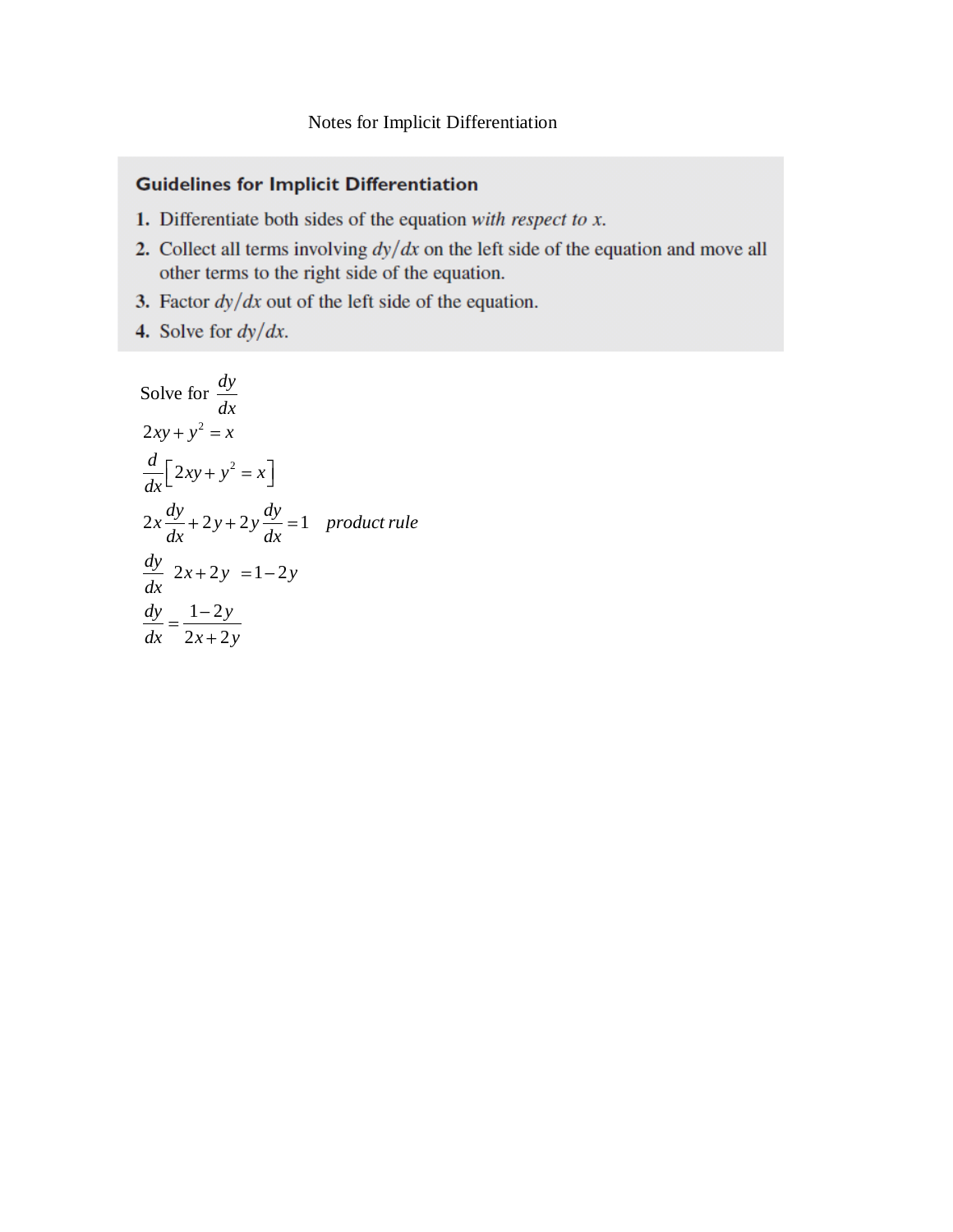Notes for Implicit Differentiation

## Guidelines for Implicit Differentiation

1. Differentiate both sides of the equation *with respect to x*.
2. Collect all terms involving $dy/dx$ on the left side of the equation and move all other terms to the right side of the equation.
3. Factor $dy/dx$ out of the left side of the equation.
4. Solve for $dy/dx$.

Solve for $\frac{dy}{dx}$

$$2xy + y^2 = x$$

$$\frac{d}{dx}\left[2xy + y^2 = x\right]$$

$$2x\frac{dy}{dx} + 2y + 2y\frac{dy}{dx} = 1 \quad \textit{product rule}$$

$$\frac{dy}{dx}\ \ 2x + 2y\ \ = 1 - 2y$$

$$\frac{dy}{dx} = \frac{1-2y}{2x+2y}$$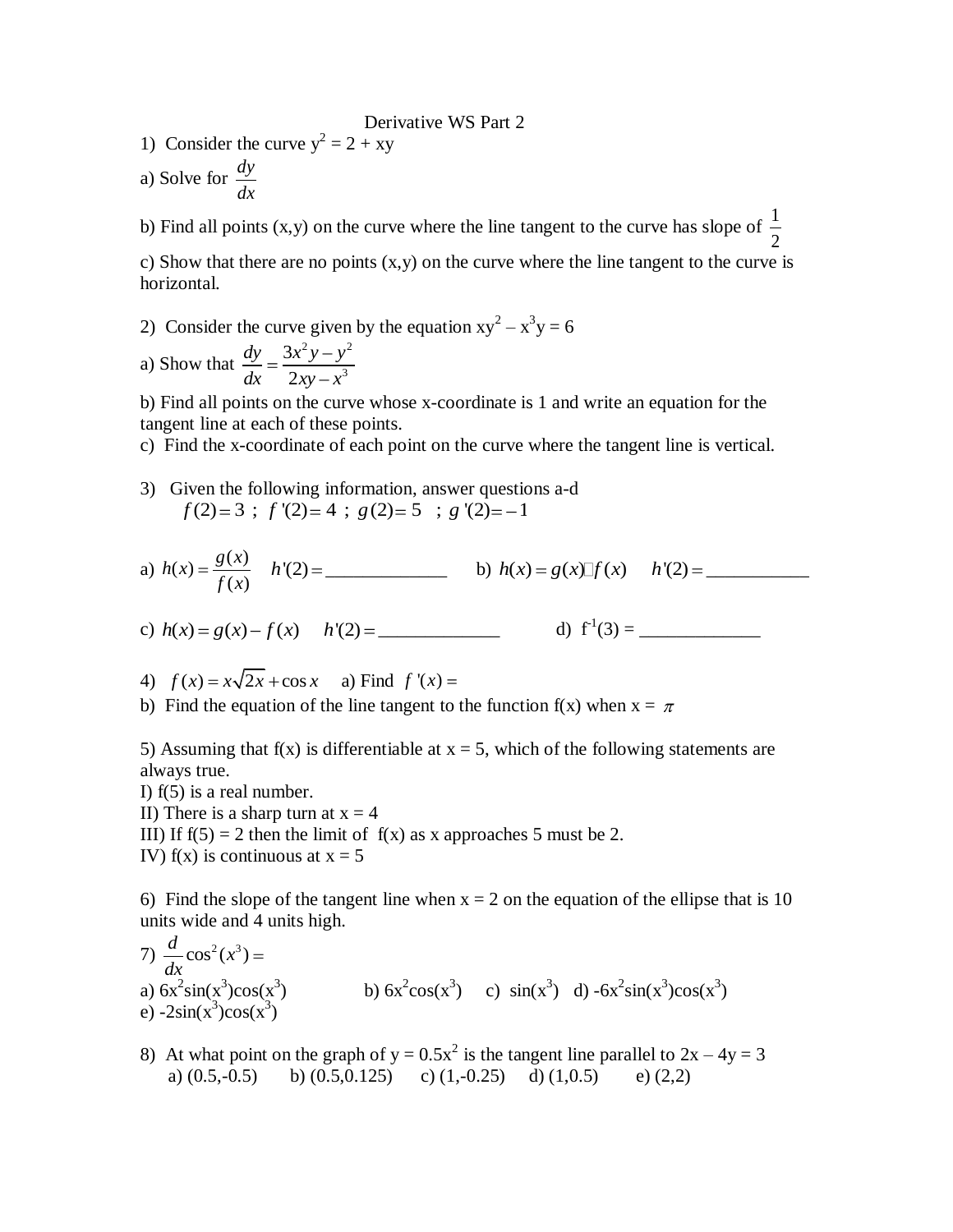# Derivative WS Part 2

1) Consider the curve $y^2 = 2 + xy$

a) Solve for $\frac{dy}{dx}$

b) Find all points (x,y) on the curve where the line tangent to the curve has slope of $\frac{1}{2}$

c) Show that there are no points (x,y) on the curve where the line tangent to the curve is horizontal.

2) Consider the curve given by the equation $xy^2 - x^3y = 6$

a) Show that $\frac{dy}{dx} = \frac{3x^2y - y^2}{2xy - x^3}$

b) Find all points on the curve whose x-coordinate is 1 and write an equation for the tangent line at each of these points.

c) Find the x-coordinate of each point on the curve where the tangent line is vertical.

3) Given the following information, answer questions a-d

$f(2) = 3$ ; $f'(2) = 4$ ; $g(2) = 5$ ; $g'(2) = -1$

a) $h(x) = \frac{g(x)}{f(x)}$ $h'(2) =$ _____________ b) $h(x) = g(x)\square f(x)$ $h'(2) =$ ___________

c) $h(x) = g(x) - f(x)$ $h'(2) =$ _____________ d) $f^{-1}(3) =$ _____________

4) $f(x) = x\sqrt{2x} + \cos x$ a) Find $f'(x) =$

b) Find the equation of the line tangent to the function f(x) when x = $\pi$

5) Assuming that f(x) is differentiable at x = 5, which of the following statements are always true.

I) f(5) is a real number.
II) There is a sharp turn at x = 4
III) If f(5) = 2 then the limit of f(x) as x approaches 5 must be 2.
IV) f(x) is continuous at x = 5

6) Find the slope of the tangent line when x = 2 on the equation of the ellipse that is 10 units wide and 4 units high.

7) $\frac{d}{dx}\cos^2(x^3) =$

a) $6x^2\sin(x^3)\cos(x^3)$ b) $6x^2\cos(x^3)$ c) $\sin(x^3)$ d) $-6x^2\sin(x^3)\cos(x^3)$
e) $-2\sin(x^3)\cos(x^3)$

8) At what point on the graph of $y = 0.5x^2$ is the tangent line parallel to $2x - 4y = 3$

a) (0.5,-0.5) b) (0.5,0.125) c) (1,-0.25) d) (1,0.5) e) (2,2)